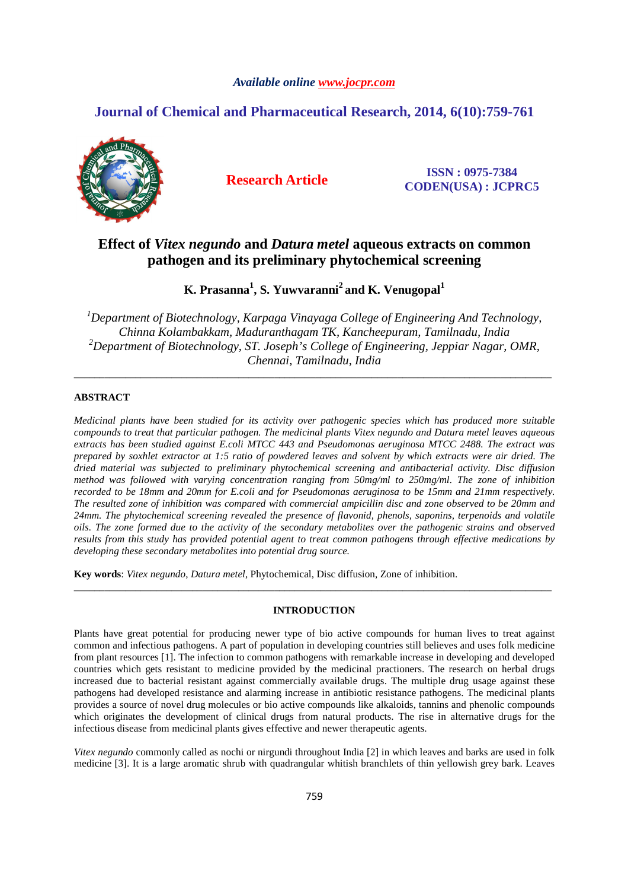*Available online www.jocpr.com*

**Journal of Chemical and Pharmaceutical Research, 2014, 6(10):759-761**

**Research Article**

**ISSN : 0975-7384**
**CODEN(USA) : JCPRC5**

# Effect of *Vitex negundo* and *Datura metel* aqueous extracts on common pathogen and its preliminary phytochemical screening

**K. Prasanna[1], S. Yuwvaranni[2] and K. Venugopal[1]**

*[1]Department of Biotechnology, Karpaga Vinayaga College of Engineering And Technology, Chinna Kolambakkam, Maduranthagam TK, Kancheepuram, Tamilnadu, India*
*[2]Department of Biotechnology, ST. Joseph's College of Engineering, Jeppiar Nagar, OMR, Chennai, Tamilnadu, India*

---

## ABSTRACT

*Medicinal plants have been studied for its activity over pathogenic species which has produced more suitable compounds to treat that particular pathogen. The medicinal plants Vitex negundo and Datura metel leaves aqueous extracts has been studied against E.coli MTCC 443 and Pseudomonas aeruginosa MTCC 2488. The extract was prepared by soxhlet extractor at 1:5 ratio of powdered leaves and solvent by which extracts were air dried. The dried material was subjected to preliminary phytochemical screening and antibacterial activity. Disc diffusion method was followed with varying concentration ranging from 50mg/ml to 250mg/ml. The zone of inhibition recorded to be 18mm and 20mm for E.coli and for Pseudomonas aeruginosa to be 15mm and 21mm respectively. The resulted zone of inhibition was compared with commercial ampicillin disc and zone observed to be 20mm and 24mm. The phytochemical screening revealed the presence of flavonid, phenols, saponins, terpenoids and volatile oils. The zone formed due to the activity of the secondary metabolites over the pathogenic strains and observed results from this study has provided potential agent to treat common pathogens through effective medications by developing these secondary metabolites into potential drug source.*

**Key words**: *Vitex negundo*, *Datura metel*, Phytochemical, Disc diffusion, Zone of inhibition.

---

## INTRODUCTION

Plants have great potential for producing newer type of bio active compounds for human lives to treat against common and infectious pathogens. A part of population in developing countries still believes and uses folk medicine from plant resources [1]. The infection to common pathogens with remarkable increase in developing and developed countries which gets resistant to medicine provided by the medicinal practioners. The research on herbal drugs increased due to bacterial resistant against commercially available drugs. The multiple drug usage against these pathogens had developed resistance and alarming increase in antibiotic resistance pathogens. The medicinal plants provides a source of novel drug molecules or bio active compounds like alkaloids, tannins and phenolic compounds which originates the development of clinical drugs from natural products. The rise in alternative drugs for the infectious disease from medicinal plants gives effective and newer therapeutic agents.

*Vitex negundo* commonly called as nochi or nirgundi throughout India [2] in which leaves and barks are used in folk medicine [3]. It is a large aromatic shrub with quadrangular whitish branchlets of thin yellowish grey bark. Leaves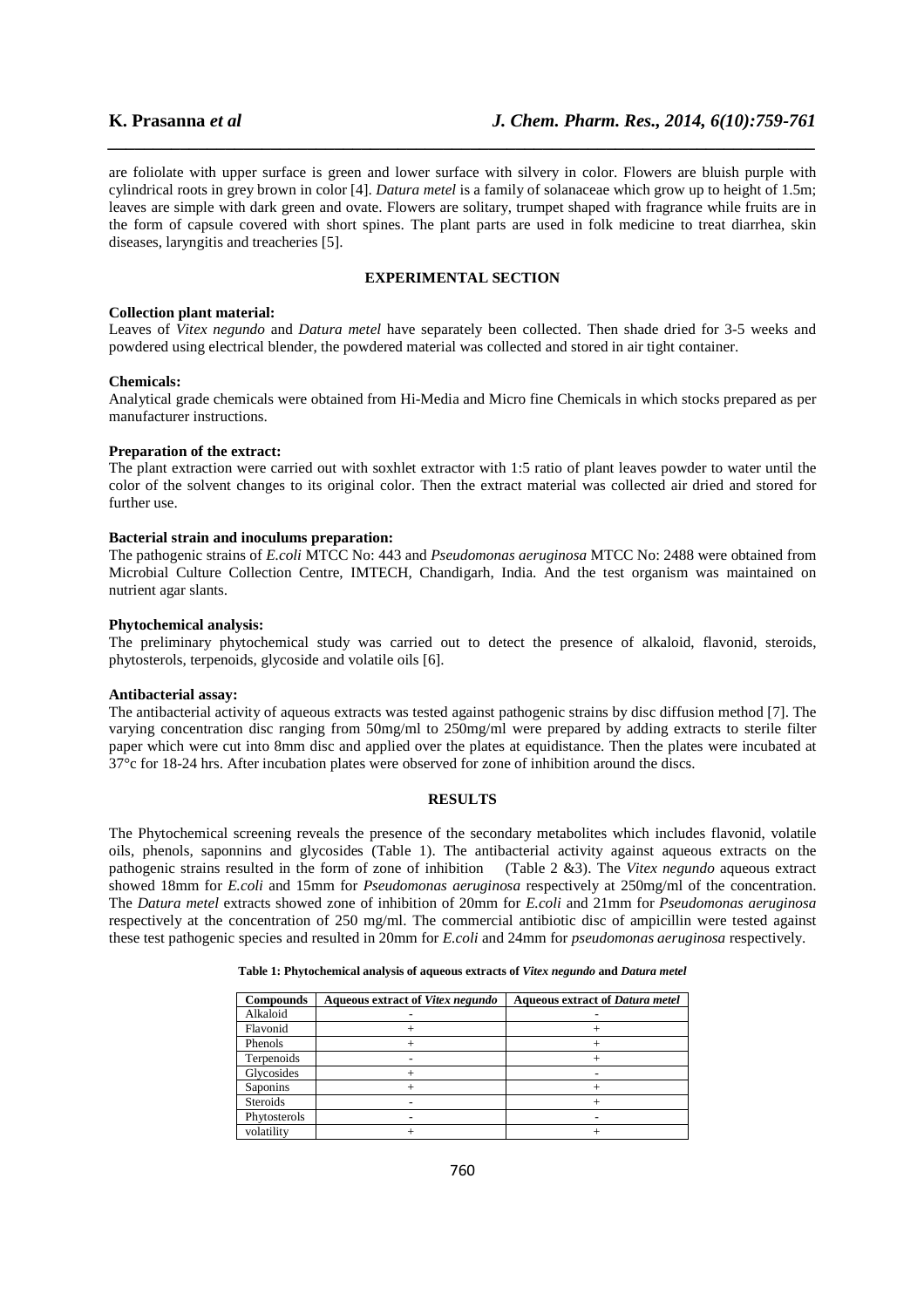are foliolate with upper surface is green and lower surface with silvery in color. Flowers are bluish purple with cylindrical roots in grey brown in color [4]. *Datura metel* is a family of solanaceae which grow up to height of 1.5m; leaves are simple with dark green and ovate. Flowers are solitary, trumpet shaped with fragrance while fruits are in the form of capsule covered with short spines. The plant parts are used in folk medicine to treat diarrhea, skin diseases, laryngitis and treacheries [5].

## EXPERIMENTAL SECTION

**Collection plant material:**
Leaves of *Vitex negundo* and *Datura metel* have separately been collected. Then shade dried for 3-5 weeks and powdered using electrical blender, the powdered material was collected and stored in air tight container.

**Chemicals:**
Analytical grade chemicals were obtained from Hi-Media and Micro fine Chemicals in which stocks prepared as per manufacturer instructions.

**Preparation of the extract:**
The plant extraction were carried out with soxhlet extractor with 1:5 ratio of plant leaves powder to water until the color of the solvent changes to its original color. Then the extract material was collected air dried and stored for further use.

**Bacterial strain and inoculums preparation:**
The pathogenic strains of *E.coli* MTCC No: 443 and *Pseudomonas aeruginosa* MTCC No: 2488 were obtained from Microbial Culture Collection Centre, IMTECH, Chandigarh, India. And the test organism was maintained on nutrient agar slants.

**Phytochemical analysis:**
The preliminary phytochemical study was carried out to detect the presence of alkaloid, flavonid, steroids, phytosterols, terpenoids, glycoside and volatile oils [6].

**Antibacterial assay:**
The antibacterial activity of aqueous extracts was tested against pathogenic strains by disc diffusion method [7]. The varying concentration disc ranging from 50mg/ml to 250mg/ml were prepared by adding extracts to sterile filter paper which were cut into 8mm disc and applied over the plates at equidistance. Then the plates were incubated at 37°c for 18-24 hrs. After incubation plates were observed for zone of inhibition around the discs.

## RESULTS

The Phytochemical screening reveals the presence of the secondary metabolites which includes flavonid, volatile oils, phenols, saponnins and glycosides (Table 1). The antibacterial activity against aqueous extracts on the pathogenic strains resulted in the form of zone of inhibition (Table 2 &3). The *Vitex negundo* aqueous extract showed 18mm for *E.coli* and 15mm for *Pseudomonas aeruginosa* respectively at 250mg/ml of the concentration. The *Datura metel* extracts showed zone of inhibition of 20mm for *E.coli* and 21mm for *Pseudomonas aeruginosa* respectively at the concentration of 250 mg/ml. The commercial antibiotic disc of ampicillin were tested against these test pathogenic species and resulted in 20mm for *E.coli* and 24mm for *pseudomonas aeruginosa* respectively.

**Table 1: Phytochemical analysis of aqueous extracts of *Vitex negundo* and *Datura metel***

| Compounds | Aqueous extract of *Vitex negundo* | Aqueous extract of *Datura metel* |
|---|---|---|
| Alkaloid | - | - |
| Flavonid | + | + |
| Phenols | + | + |
| Terpenoids | - | + |
| Glycosides | + | - |
| Saponins | + | + |
| Steroids | - | + |
| Phytosterols | - | - |
| volatility | + | + |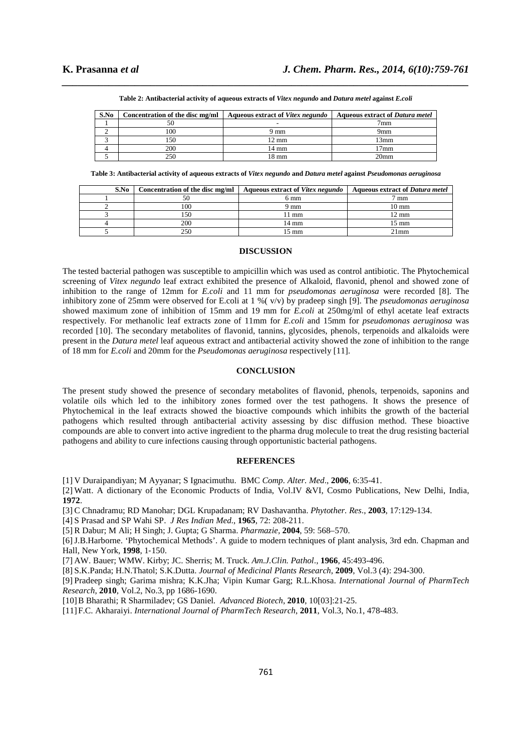**Table 2: Antibacterial activity of aqueous extracts of *Vitex negundo* and *Datura metel* against *E.coli***

| S.No | Concentration of the disc mg/ml | Aqueous extract of *Vitex negundo* | Aqueous extract of *Datura metel* |
|---|---|---|---|
| 1 | 50 | - | 7mm |
| 2 | 100 | 9 mm | 9mm |
| 3 | 150 | 12 mm | 13mm |
| 4 | 200 | 14 mm | 17mm |
| 5 | 250 | 18 mm | 20mm |

**Table 3: Antibacterial activity of aqueous extracts of *Vitex negundo* and *Datura metel* against *Pseudomonas aeruginosa***

| S.No | Concentration of the disc mg/ml | Aqueous extract of *Vitex negundo* | Aqueous extract of *Datura metel* |
|---|---|---|---|
| 1 | 50 | 6 mm | 7 mm |
| 2 | 100 | 9 mm | 10 mm |
| 3 | 150 | 11 mm | 12 mm |
| 4 | 200 | 14 mm | 15 mm |
| 5 | 250 | 15 mm | 21mm |

## DISCUSSION

The tested bacterial pathogen was susceptible to ampicillin which was used as control antibiotic. The Phytochemical screening of *Vitex negundo* leaf extract exhibited the presence of Alkaloid, flavonid, phenol and showed zone of inhibition to the range of 12mm for *E.coli* and 11 mm for *pseudomonas aeruginosa* were recorded [8]. The inhibitory zone of 25mm were observed for E.coli at 1 %( v/v) by pradeep singh [9]. The *pseudomonas aeruginosa* showed maximum zone of inhibition of 15mm and 19 mm for *E.coli* at 250mg/ml of ethyl acetate leaf extracts respectively. For methanolic leaf extracts zone of 11mm for *E.coli* and 15mm for *pseudomonas aeruginosa* was recorded [10]. The secondary metabolites of flavonid, tannins, glycosides, phenols, terpenoids and alkaloids were present in the *Datura metel* leaf aqueous extract and antibacterial activity showed the zone of inhibition to the range of 18 mm for *E.coli* and 20mm for the *Pseudomonas aeruginosa* respectively [11].

## CONCLUSION

The present study showed the presence of secondary metabolites of flavonid, phenols, terpenoids, saponins and volatile oils which led to the inhibitory zones formed over the test pathogens. It shows the presence of Phytochemical in the leaf extracts showed the bioactive compounds which inhibits the growth of the bacterial pathogens which resulted through antibacterial activity assessing by disc diffusion method. These bioactive compounds are able to convert into active ingredient to the pharma drug molecule to treat the drug resisting bacterial pathogens and ability to cure infections causing through opportunistic bacterial pathogens.

## REFERENCES

[1] V Duraipandiyan; M Ayyanar; S Ignacimuthu. BMC *Comp. Alter. Med*., **2006**, 6:35-41.

[2] Watt. A dictionary of the Economic Products of India, Vol.IV &VI, Cosmo Publications, New Delhi, India, **1972**.

[3] C Chnadramu; RD Manohar; DGL Krupadanam; RV Dashavantha. *Phytother. Res*., **2003**, 17:129-134.

[4] S Prasad and SP Wahi SP. *J Res Indian Med*., **1965**, 72: 208-211.

[5] R Dabur; M Ali; H Singh; J. Gupta; G Sharma. *Pharmazie*, **2004**, 59: 568–570.

[6] J.B.Harborne. 'Phytochemical Methods'. A guide to modern techniques of plant analysis, 3rd edn. Chapman and Hall, New York, **1998**, 1-150.

[7] AW. Bauer; WMW. Kirby; JC. Sherris; M. Truck. *Am.J.Clin. Pathol*., **1966**, 45:493-496.

[8] S.K.Panda; H.N.Thatol; S.K.Dutta. *Journal of Medicinal Plants Research*, **2009**, Vol.3 (4): 294-300.

[9] Pradeep singh; Garima mishra; K.K.Jha; Vipin Kumar Garg; R.L.Khosa. *International Journal of PharmTech Research*, **2010**, Vol.2, No.3, pp 1686-1690.

[10] B Bharathi; R Sharmiladev; GS Daniel. *Advanced Biotech*, **2010**, 10[03]:21-25.

[11] F.C. Akharaiyi. *International Journal of PharmTech Research*, **2011**, Vol.3, No.1, 478-483.